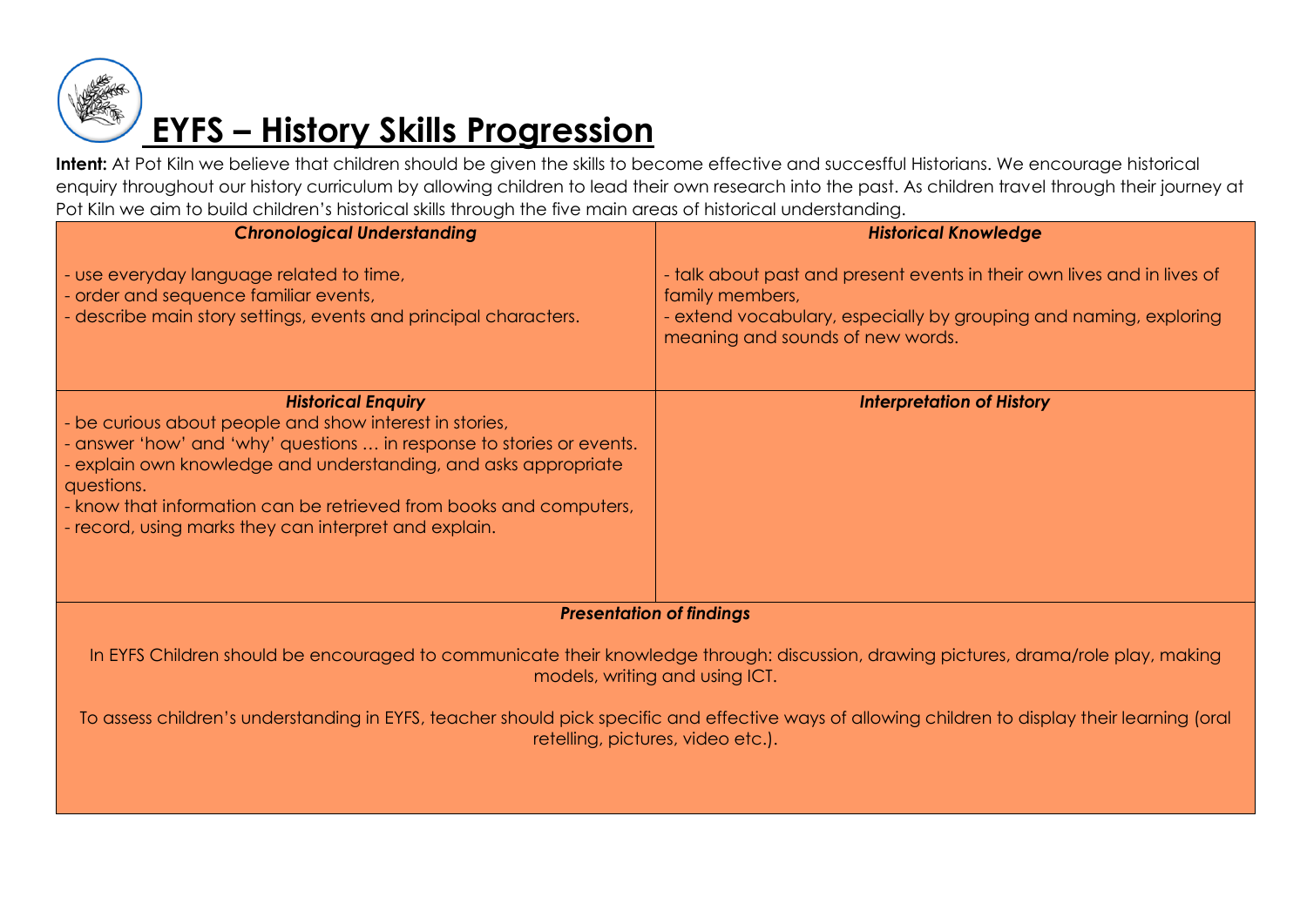# EYFS – History Skills Progression

**Intent:** At Pot Kiln we believe that children should be given the skills to become effective and succesful Historians. We encourage historical enquiry throughout our history curriculum by allowing children to lead their own research into the past. As children travel through their journey at Pot Kiln we aim to build children's historical skills through the five main areas of historical understanding.

| ***Chronological Understanding*** | ***Historical Knowledge*** |
| --- | --- |
| - use everyday language related to time,<br>- order and sequence familiar events,<br>- describe main story settings, events and principal characters. | - talk about past and present events in their own lives and in lives of family members,<br>- extend vocabulary, especially by grouping and naming, exploring meaning and sounds of new words. |
| ***Historical Enquiry***<br>- be curious about people and show interest in stories,<br>- answer 'how' and 'why' questions … in response to stories or events.<br>- explain own knowledge and understanding, and asks appropriate questions.<br>- know that information can be retrieved from books and computers,<br>- record, using marks they can interpret and explain. | ***Interpretation of History*** |
| ***Presentation of findings***<br>In EYFS Children should be encouraged to communicate their knowledge through: discussion, drawing pictures, drama/role play, making models, writing and using ICT.<br>To assess children's understanding in EYFS, teacher should pick specific and effective ways of allowing children to display their learning (oral retelling, pictures, video etc.). | |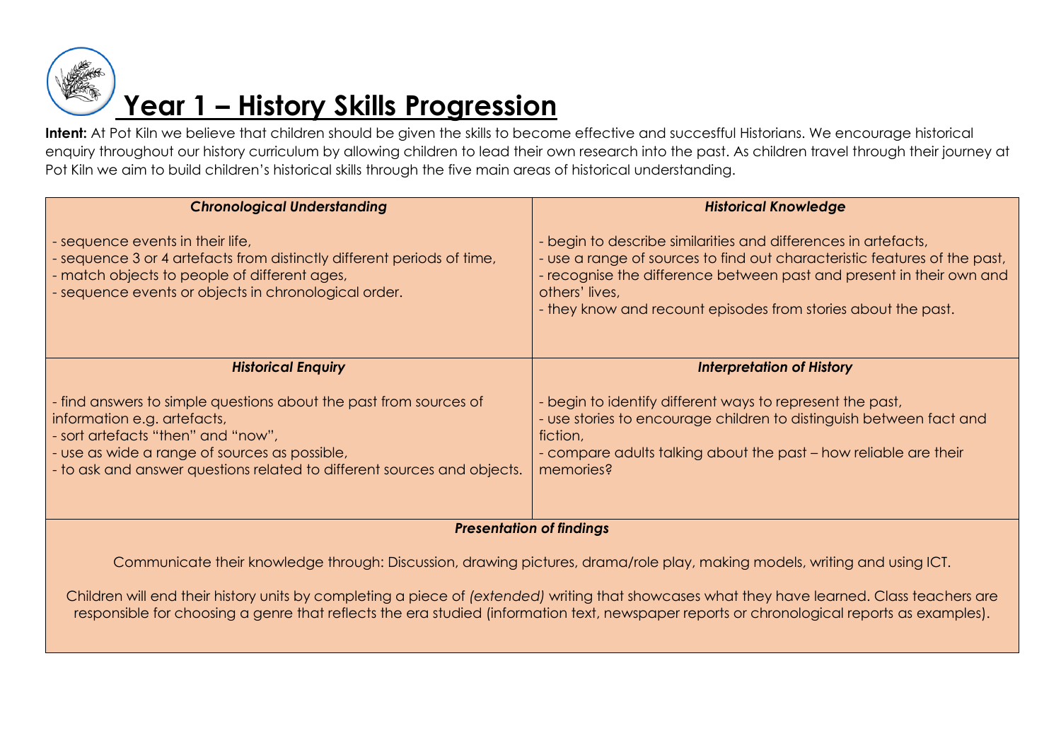# Year 1 – History Skills Progression

**Intent:** At Pot Kiln we believe that children should be given the skills to become effective and successful Historians. We encourage historical enquiry throughout our history curriculum by allowing children to lead their own research into the past. As children travel through their journey at Pot Kiln we aim to build children's historical skills through the five main areas of historical understanding.

| ***Chronological Understanding*** | ***Historical Knowledge*** |
| --- | --- |
| - sequence events in their life,<br>- sequence 3 or 4 artefacts from distinctly different periods of time,<br>- match objects to people of different ages,<br>- sequence events or objects in chronological order. | - begin to describe similarities and differences in artefacts,<br>- use a range of sources to find out characteristic features of the past,<br>- recognise the difference between past and present in their own and others' lives,<br>- they know and recount episodes from stories about the past. |
| ***Historical Enquiry*** | ***Interpretation of History*** |
| - find answers to simple questions about the past from sources of information e.g. artefacts,<br>- sort artefacts "then" and "now",<br>- use as wide a range of sources as possible,<br>- to ask and answer questions related to different sources and objects. | - begin to identify different ways to represent the past,<br>- use stories to encourage children to distinguish between fact and fiction,<br>- compare adults talking about the past – how reliable are their memories? |

***Presentation of findings***

Communicate their knowledge through: Discussion, drawing pictures, drama/role play, making models, writing and using ICT.

Children will end their history units by completing a piece of *(extended)* writing that showcases what they have learned. Class teachers are responsible for choosing a genre that reflects the era studied (information text, newspaper reports or chronological reports as examples).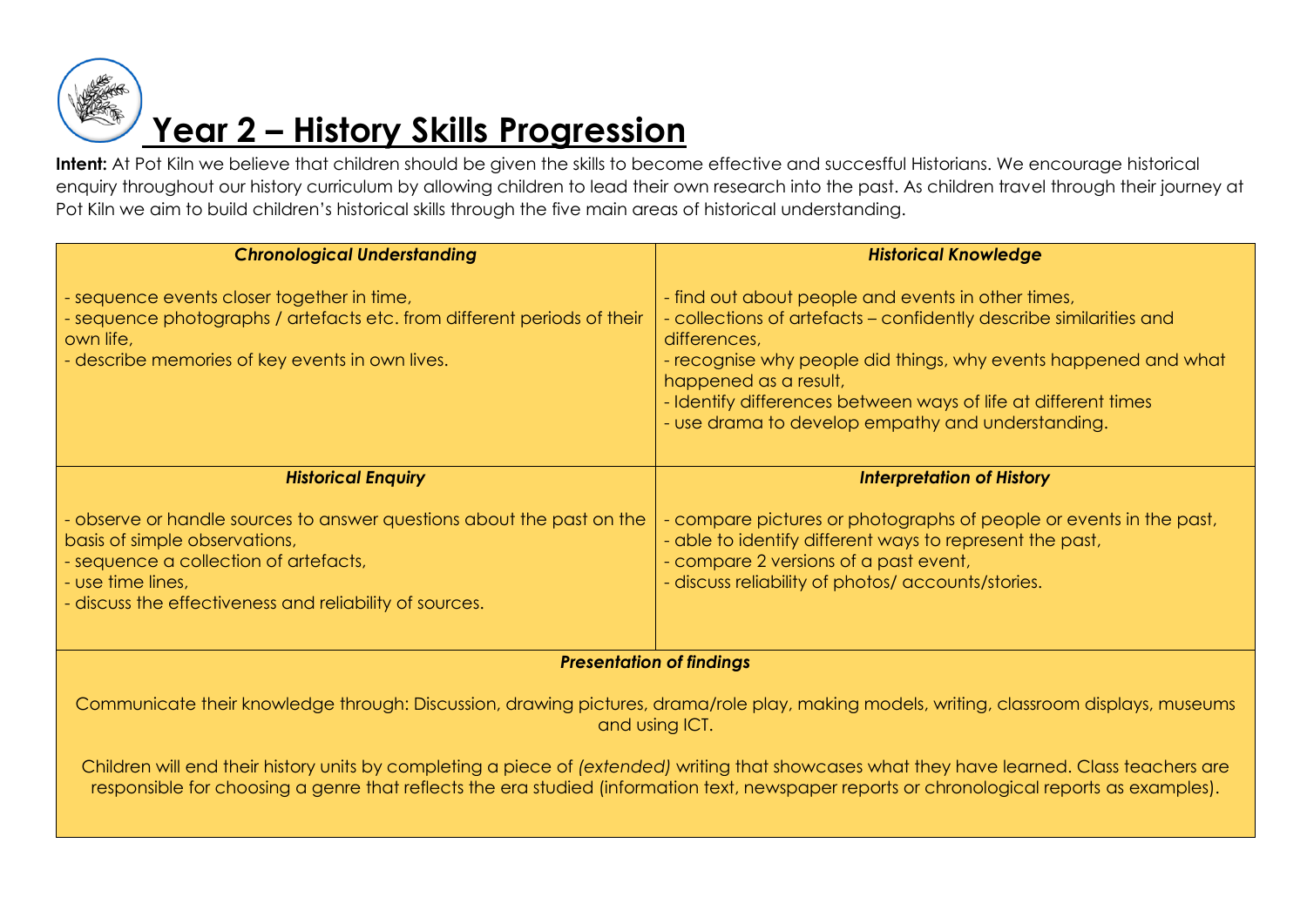# Year 2 – History Skills Progression

**Intent:** At Pot Kiln we believe that children should be given the skills to become effective and successful Historians. We encourage historical enquiry throughout our history curriculum by allowing children to lead their own research into the past. As children travel through their journey at Pot Kiln we aim to build children's historical skills through the five main areas of historical understanding.

| ***Chronological Understanding*** | ***Historical Knowledge*** |
|---|---|
| - sequence events closer together in time,<br>- sequence photographs / artefacts etc. from different periods of their own life,<br>- describe memories of key events in own lives. | - find out about people and events in other times,<br>- collections of artefacts – confidently describe similarities and differences,<br>- recognise why people did things, why events happened and what happened as a result,<br>- Identify differences between ways of life at different times<br>- use drama to develop empathy and understanding. |
| ***Historical Enquiry*** | ***Interpretation of History*** |
| - observe or handle sources to answer questions about the past on the basis of simple observations,<br>- sequence a collection of artefacts,<br>- use time lines,<br>- discuss the effectiveness and reliability of sources. | - compare pictures or photographs of people or events in the past,<br>- able to identify different ways to represent the past,<br>- compare 2 versions of a past event,<br>- discuss reliability of photos/ accounts/stories. |

***Presentation of findings***

Communicate their knowledge through: Discussion, drawing pictures, drama/role play, making models, writing, classroom displays, museums and using ICT.

Children will end their history units by completing a piece of *(extended)* writing that showcases what they have learned. Class teachers are responsible for choosing a genre that reflects the era studied (information text, newspaper reports or chronological reports as examples).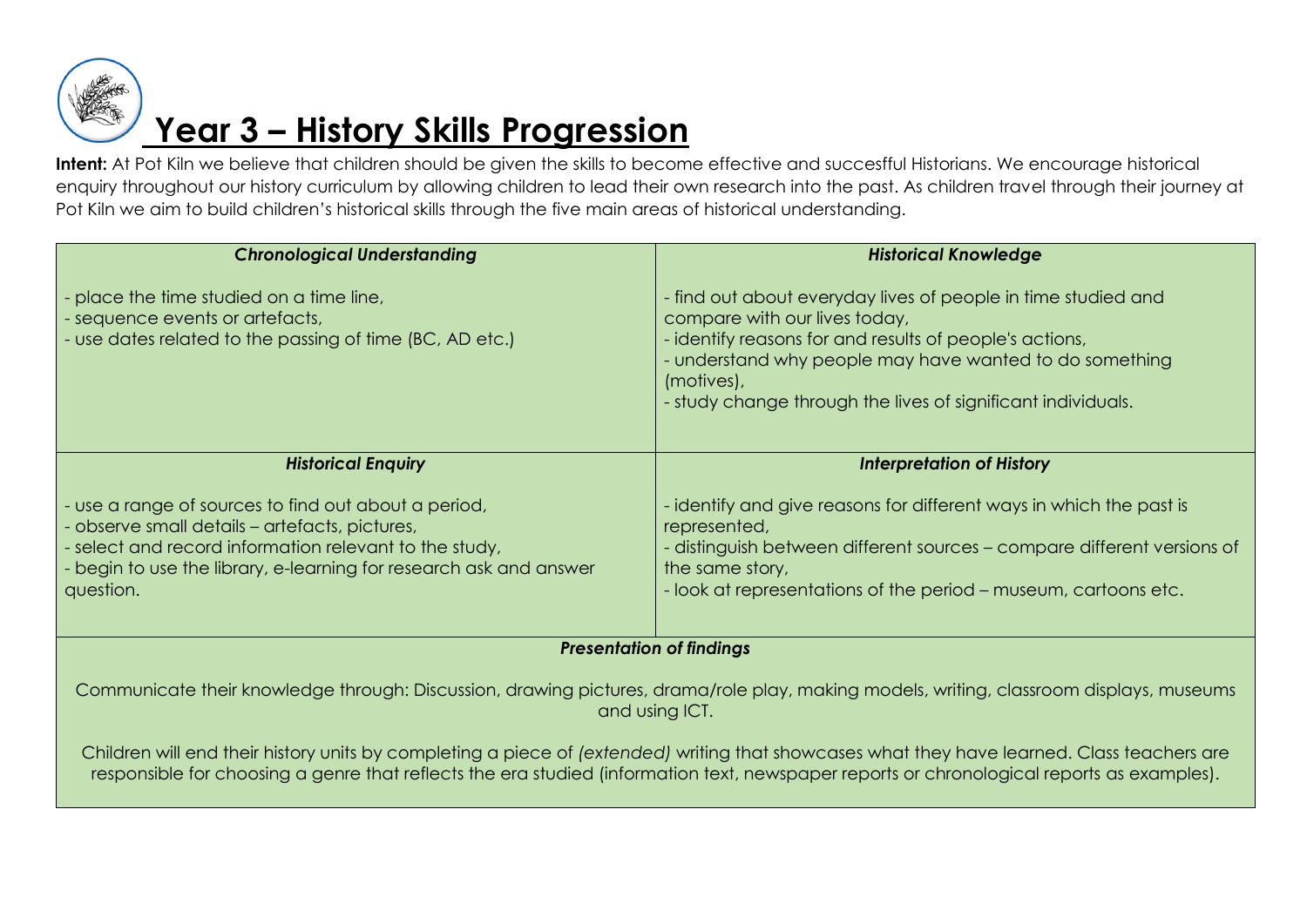# Year 3 – History Skills Progression

**Intent:** At Pot Kiln we believe that children should be given the skills to become effective and successful Historians. We encourage historical enquiry throughout our history curriculum by allowing children to lead their own research into the past. As children travel through their journey at Pot Kiln we aim to build children's historical skills through the five main areas of historical understanding.

| ***Chronological Understanding*** | ***Historical Knowledge*** |
|---|---|
| - place the time studied on a time line,<br>- sequence events or artefacts,<br>- use dates related to the passing of time (BC, AD etc.) | - find out about everyday lives of people in time studied and compare with our lives today,<br>- identify reasons for and results of people's actions,<br>- understand why people may have wanted to do something (motives),<br>- study change through the lives of significant individuals. |
| ***Historical Enquiry*** | ***Interpretation of History*** |
| - use a range of sources to find out about a period,<br>- observe small details – artefacts, pictures,<br>- select and record information relevant to the study,<br>- begin to use the library, e-learning for research ask and answer question. | - identify and give reasons for different ways in which the past is represented,<br>- distinguish between different sources – compare different versions of the same story,<br>- look at representations of the period – museum, cartoons etc. |

***Presentation of findings***

Communicate their knowledge through: Discussion, drawing pictures, drama/role play, making models, writing, classroom displays, museums and using ICT.

Children will end their history units by completing a piece of *(extended)* writing that showcases what they have learned. Class teachers are responsible for choosing a genre that reflects the era studied (information text, newspaper reports or chronological reports as examples).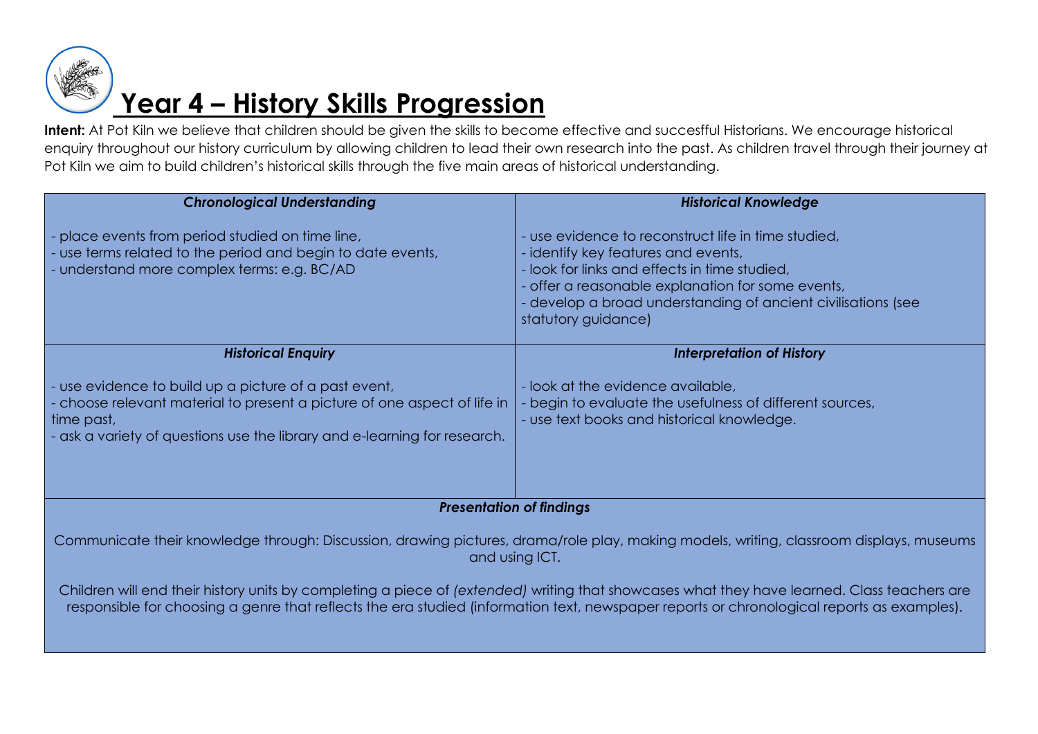# Year 4 – History Skills Progression

**Intent:** At Pot Kiln we believe that children should be given the skills to become effective and succesful Historians. We encourage historical enquiry throughout our history curriculum by allowing children to lead their own research into the past. As children travel through their journey at Pot Kiln we aim to build children's historical skills through the five main areas of historical understanding.

| ***Chronological Understanding*** | ***Historical Knowledge*** |
| --- | --- |
| - place events from period studied on time line,<br>- use terms related to the period and begin to date events,<br>- understand more complex terms: e.g. BC/AD | - use evidence to reconstruct life in time studied,<br>- identify key features and events,<br>- look for links and effects in time studied,<br>- offer a reasonable explanation for some events,<br>- develop a broad understanding of ancient civilisations (see statutory guidance) |
| ***Historical Enquiry*** | ***Interpretation of History*** |
| - use evidence to build up a picture of a past event,<br>- choose relevant material to present a picture of one aspect of life in time past,<br>- ask a variety of questions use the library and e-learning for research. | - look at the evidence available,<br>- begin to evaluate the usefulness of different sources,<br>- use text books and historical knowledge. |

***Presentation of findings***

Communicate their knowledge through: Discussion, drawing pictures, drama/role play, making models, writing, classroom displays, museums and using ICT.

Children will end their history units by completing a piece of *(extended)* writing that showcases what they have learned. Class teachers are responsible for choosing a genre that reflects the era studied (information text, newspaper reports or chronological reports as examples).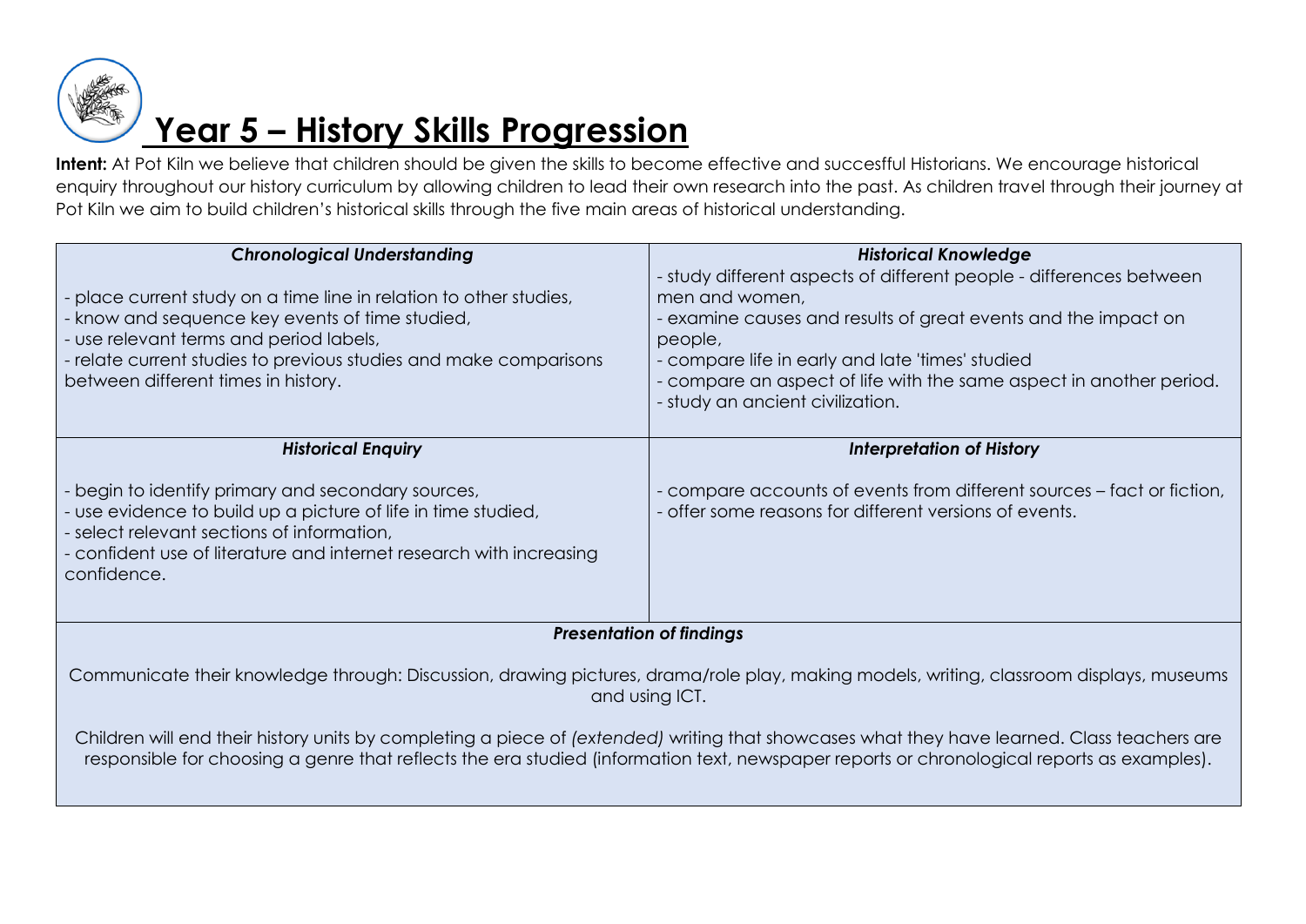# Year 5 – History Skills Progression

**Intent:** At Pot Kiln we believe that children should be given the skills to become effective and succesful Historians. We encourage historical enquiry throughout our history curriculum by allowing children to lead their own research into the past. As children travel through their journey at Pot Kiln we aim to build children's historical skills through the five main areas of historical understanding.

| ***Chronological Understanding*** | ***Historical Knowledge*** |
|---|---|
| - place current study on a time line in relation to other studies,<br>- know and sequence key events of time studied,<br>- use relevant terms and period labels,<br>- relate current studies to previous studies and make comparisons between different times in history. | - study different aspects of different people - differences between men and women,<br>- examine causes and results of great events and the impact on people,<br>- compare life in early and late 'times' studied<br>- compare an aspect of life with the same aspect in another period.<br>- study an ancient civilization. |
| ***Historical Enquiry*** | ***Interpretation of History*** |
| - begin to identify primary and secondary sources,<br>- use evidence to build up a picture of life in time studied,<br>- select relevant sections of information,<br>- confident use of literature and internet research with increasing confidence. | - compare accounts of events from different sources – fact or fiction,<br>- offer some reasons for different versions of events. |

***Presentation of findings***

Communicate their knowledge through: Discussion, drawing pictures, drama/role play, making models, writing, classroom displays, museums and using ICT.

Children will end their history units by completing a piece of *(extended)* writing that showcases what they have learned. Class teachers are responsible for choosing a genre that reflects the era studied (information text, newspaper reports or chronological reports as examples).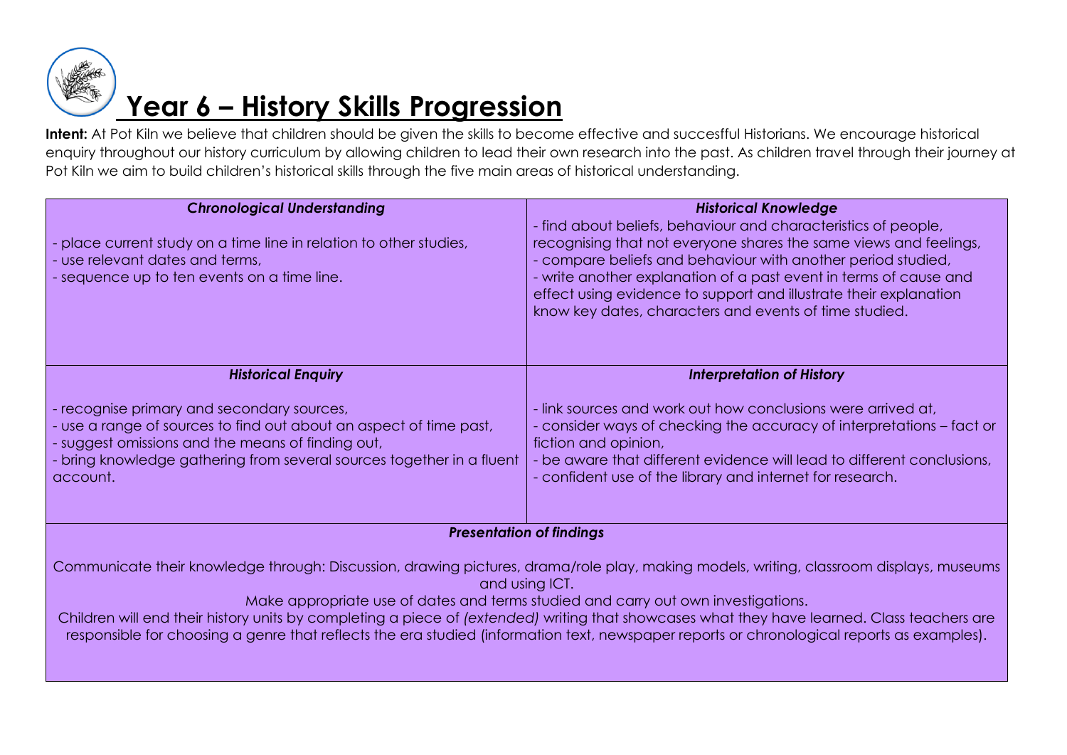# Year 6 – History Skills Progression

**Intent:** At Pot Kiln we believe that children should be given the skills to become effective and successful Historians. We encourage historical enquiry throughout our history curriculum by allowing children to lead their own research into the past. As children travel through their journey at Pot Kiln we aim to build children's historical skills through the five main areas of historical understanding.

| ***Chronological Understanding*** | ***Historical Knowledge*** |
| --- | --- |
| - place current study on a time line in relation to other studies,<br>- use relevant dates and terms,<br>- sequence up to ten events on a time line. | - find about beliefs, behaviour and characteristics of people, recognising that not everyone shares the same views and feelings,<br>- compare beliefs and behaviour with another period studied,<br>- write another explanation of a past event in terms of cause and effect using evidence to support and illustrate their explanation know key dates, characters and events of time studied. |
| ***Historical Enquiry*** | ***Interpretation of History*** |
| - recognise primary and secondary sources,<br>- use a range of sources to find out about an aspect of time past,<br>- suggest omissions and the means of finding out,<br>- bring knowledge gathering from several sources together in a fluent account. | - link sources and work out how conclusions were arrived at,<br>- consider ways of checking the accuracy of interpretations – fact or fiction and opinion,<br>- be aware that different evidence will lead to different conclusions,<br>- confident use of the library and internet for research. |

***Presentation of findings***

Communicate their knowledge through: Discussion, drawing pictures, drama/role play, making models, writing, classroom displays, museums and using ICT.

Make appropriate use of dates and terms studied and carry out own investigations.

Children will end their history units by completing a piece of *(extended)* writing that showcases what they have learned. Class teachers are responsible for choosing a genre that reflects the era studied (information text, newspaper reports or chronological reports as examples).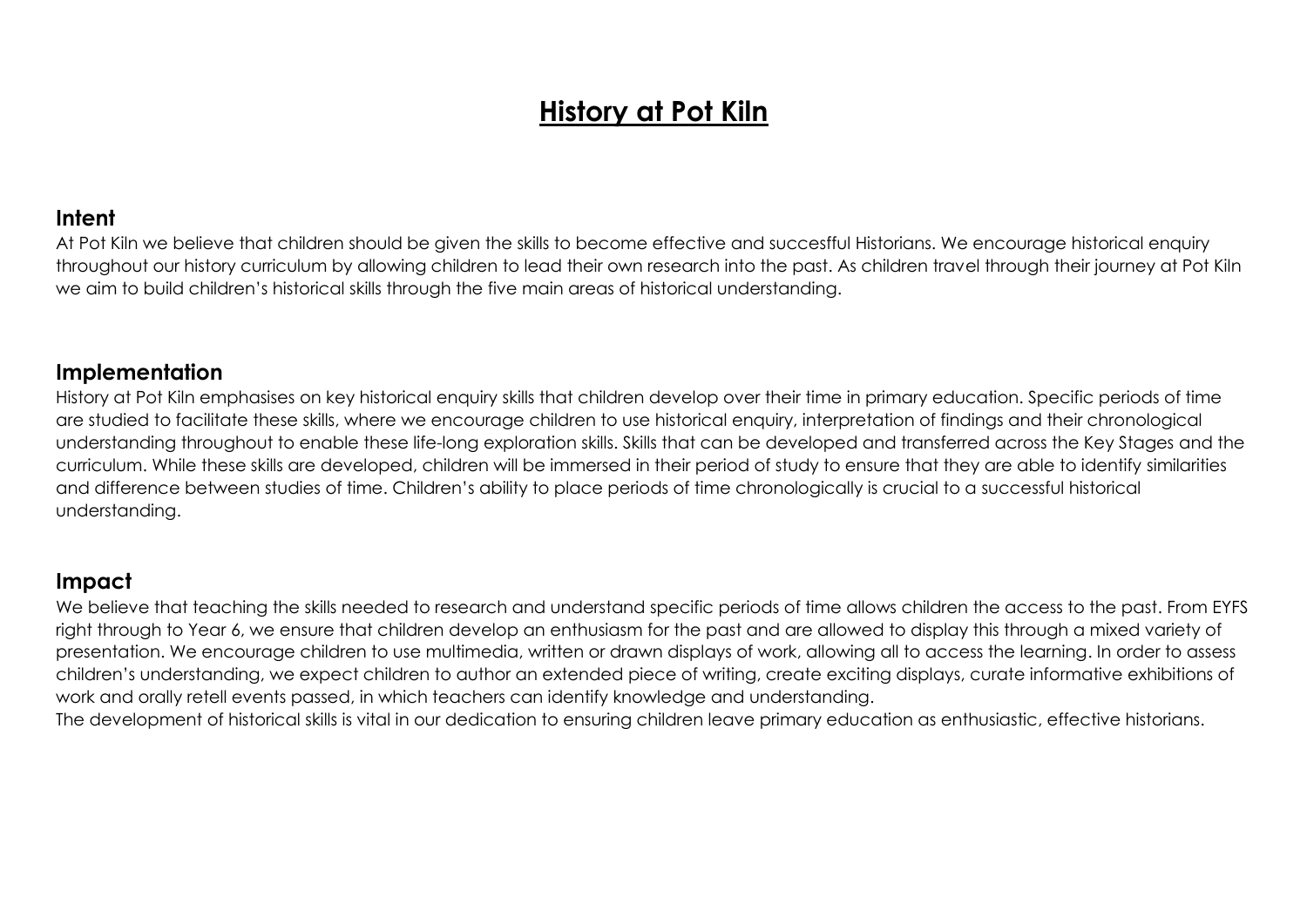# History at Pot Kiln

## Intent

At Pot Kiln we believe that children should be given the skills to become effective and successful Historians. We encourage historical enquiry throughout our history curriculum by allowing children to lead their own research into the past. As children travel through their journey at Pot Kiln we aim to build children's historical skills through the five main areas of historical understanding.

## Implementation

History at Pot Kiln emphasises on key historical enquiry skills that children develop over their time in primary education. Specific periods of time are studied to facilitate these skills, where we encourage children to use historical enquiry, interpretation of findings and their chronological understanding throughout to enable these life-long exploration skills. Skills that can be developed and transferred across the Key Stages and the curriculum. While these skills are developed, children will be immersed in their period of study to ensure that they are able to identify similarities and difference between studies of time. Children's ability to place periods of time chronologically is crucial to a successful historical understanding.

## Impact

We believe that teaching the skills needed to research and understand specific periods of time allows children the access to the past. From EYFS right through to Year 6, we ensure that children develop an enthusiasm for the past and are allowed to display this through a mixed variety of presentation. We encourage children to use multimedia, written or drawn displays of work, allowing all to access the learning. In order to assess children's understanding, we expect children to author an extended piece of writing, create exciting displays, curate informative exhibitions of work and orally retell events passed, in which teachers can identify knowledge and understanding.

The development of historical skills is vital in our dedication to ensuring children leave primary education as enthusiastic, effective historians.